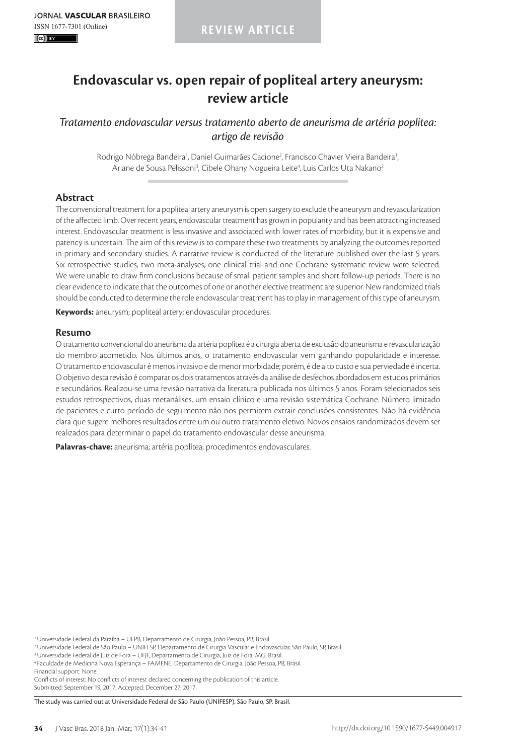REVIEW ARTICLE

# Endovascular vs. open repair of popliteal artery aneurysm: review article

*Tratamento endovascular versus tratamento aberto de aneurisma de artéria poplítea: artigo de revisão*

Rodrigo Nóbrega Bandeira[1], Daniel Guimarães Cacione[2], Francisco Chavier Vieira Bandeira[1], Ariane de Sousa Pelissoni[3], Cibele Ohany Nogueira Leite[4], Luis Carlos Uta Nakano[2]

## Abstract

The conventional treatment for a popliteal artery aneurysm is open surgery to exclude the aneurysm and revascularization of the affected limb. Over recent years, endovascular treatment has grown in popularity and has been attracting increased interest. Endovascular treatment is less invasive and associated with lower rates of morbidity, but it is expensive and patency is uncertain. The aim of this review is to compare these two treatments by analyzing the outcomes reported in primary and secondary studies. A narrative review is conducted of the literature published over the last 5 years. Six retrospective studies, two meta-analyses, one clinical trial and one Cochrane systematic review were selected. We were unable to draw firm conclusions because of small patient samples and short follow-up periods. There is no clear evidence to indicate that the outcomes of one or another elective treatment are superior. New randomized trials should be conducted to determine the role endovascular treatment has to play in management of this type of aneurysm.

**Keywords:** aneurysm; popliteal artery; endovascular procedures.

## Resumo

O tratamento convencional do aneurisma da artéria poplítea é a cirurgia aberta de exclusão do aneurisma e revascularização do membro acometido. Nos últimos anos, o tratamento endovascular vem ganhando popularidade e interesse. O tratamento endovascular é menos invasivo e de menor morbidade; porém, é de alto custo e sua perviedade é incerta. O objetivo desta revisão é comparar os dois tratamentos através da análise de desfechos abordados em estudos primários e secundários. Realizou-se uma revisão narrativa da literatura publicada nos últimos 5 anos. Foram selecionados seis estudos retrospectivos, duas metanálises, um ensaio clínico e uma revisão sistemática Cochrane. Número limitado de pacientes e curto período de seguimento não nos permitem extrair conclusões consistentes. Não há evidência clara que sugere melhores resultados entre um ou outro tratamento eletivo. Novos ensaios randomizados devem ser realizados para determinar o papel do tratamento endovascular desse aneurisma.

**Palavras-chave:** aneurisma; artéria poplítea; procedimentos endovasculares.

[1] Universidade Federal da Paraíba – UFPB, Departamento de Cirurgia, João Pessoa, PB, Brasil.
[2] Universidade Federal de São Paulo – UNIFESP, Departamento de Cirurgia Vascular e Endovascular, São Paulo, SP, Brasil.
[3] Universidade Federal de Juiz de Fora – UFJF, Departamento de Cirurgia, Juiz de Fora, MG, Brasil.
[4] Faculdade de Medicina Nova Esperança – FAMENE, Departamento de Cirurgia, João Pessoa, PB, Brasil.
Financial support: None.
Conflicts of interest: No conflicts of interest declared concerning the publication of this article.
Submitted: September 19, 2017. Accepted: December 27, 2017.

The study was carried out at Universidade Federal de São Paulo (UNIFESP), São Paulo, SP, Brasil.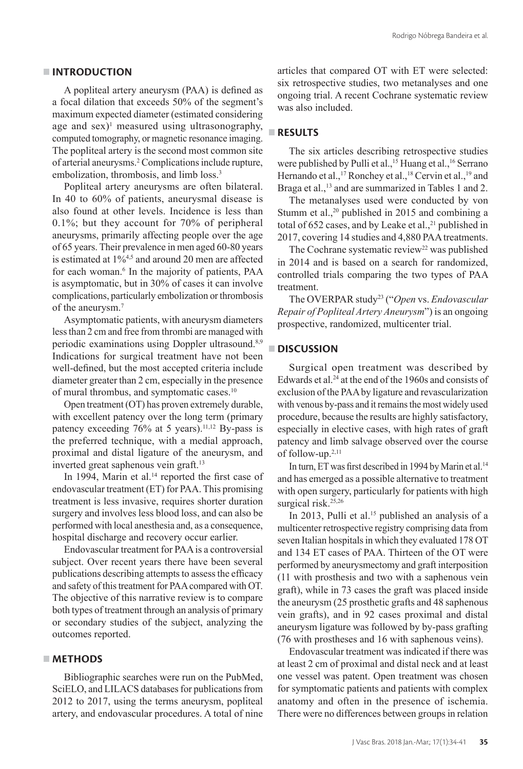## INTRODUCTION

A popliteal artery aneurysm (PAA) is defined as a focal dilation that exceeds 50% of the segment's maximum expected diameter (estimated considering age and sex)[1] measured using ultrasonography, computed tomography, or magnetic resonance imaging. The popliteal artery is the second most common site of arterial aneurysms.[2] Complications include rupture, embolization, thrombosis, and limb loss.[3]

Popliteal artery aneurysms are often bilateral. In 40 to 60% of patients, aneurysmal disease is also found at other levels. Incidence is less than 0.1%; but they account for 70% of peripheral aneurysms, primarily affecting people over the age of 65 years. Their prevalence in men aged 60-80 years is estimated at 1%[4,5] and around 20 men are affected for each woman.[6] In the majority of patients, PAA is asymptomatic, but in 30% of cases it can involve complications, particularly embolization or thrombosis of the aneurysm.[7]

Asymptomatic patients, with aneurysm diameters less than 2 cm and free from thrombi are managed with periodic examinations using Doppler ultrasound.[8,9] Indications for surgical treatment have not been well-defined, but the most accepted criteria include diameter greater than 2 cm, especially in the presence of mural thrombus, and symptomatic cases.[10]

Open treatment (OT) has proven extremely durable, with excellent patency over the long term (primary patency exceeding 76% at 5 years).[11,12] By-pass is the preferred technique, with a medial approach, proximal and distal ligature of the aneurysm, and inverted great saphenous vein graft.[13]

In 1994, Marin et al.[14] reported the first case of endovascular treatment (ET) for PAA. This promising treatment is less invasive, requires shorter duration surgery and involves less blood loss, and can also be performed with local anesthesia and, as a consequence, hospital discharge and recovery occur earlier.

Endovascular treatment for PAA is a controversial subject. Over recent years there have been several publications describing attempts to assess the efficacy and safety of this treatment for PAA compared with OT. The objective of this narrative review is to compare both types of treatment through an analysis of primary or secondary studies of the subject, analyzing the outcomes reported.

## METHODS

Bibliographic searches were run on the PubMed, SciELO, and LILACS databases for publications from 2012 to 2017, using the terms aneurysm, popliteal artery, and endovascular procedures. A total of nine articles that compared OT with ET were selected: six retrospective studies, two metanalyses and one ongoing trial. A recent Cochrane systematic review was also included.

## RESULTS

The six articles describing retrospective studies were published by Pulli et al.,[15] Huang et al.,[16] Serrano Hernando et al.,[17] Ronchey et al.,[18] Cervin et al.,[19] and Braga et al.,[13] and are summarized in Tables 1 and 2.

The metanalyses used were conducted by von Stumm et al.,[20] published in 2015 and combining a total of 652 cases, and by Leake et al.,[21] published in 2017, covering 14 studies and 4,880 PAA treatments.

The Cochrane systematic review[22] was published in 2014 and is based on a search for randomized, controlled trials comparing the two types of PAA treatment.

The OVERPAR study[23] ("*Open* vs. *Endovascular Repair of Popliteal Artery Aneurysm*") is an ongoing prospective, randomized, multicenter trial.

## DISCUSSION

Surgical open treatment was described by Edwards et al.[24] at the end of the 1960s and consists of exclusion of the PAA by ligature and revascularization with venous by-pass and it remains the most widely used procedure, because the results are highly satisfactory, especially in elective cases, with high rates of graft patency and limb salvage observed over the course of follow-up.[2,11]

In turn, ET was first described in 1994 by Marin et al.[14] and has emerged as a possible alternative to treatment with open surgery, particularly for patients with high surgical risk.[25,26]

In 2013, Pulli et al.[15] published an analysis of a multicenter retrospective registry comprising data from seven Italian hospitals in which they evaluated 178 OT and 134 ET cases of PAA. Thirteen of the OT were performed by aneurysmectomy and graft interposition (11 with prosthesis and two with a saphenous vein graft), while in 73 cases the graft was placed inside the aneurysm (25 prosthetic grafts and 48 saphenous vein grafts), and in 92 cases proximal and distal aneurysm ligature was followed by by-pass grafting (76 with prostheses and 16 with saphenous veins).

Endovascular treatment was indicated if there was at least 2 cm of proximal and distal neck and at least one vessel was patent. Open treatment was chosen for symptomatic patients and patients with complex anatomy and often in the presence of ischemia. There were no differences between groups in relation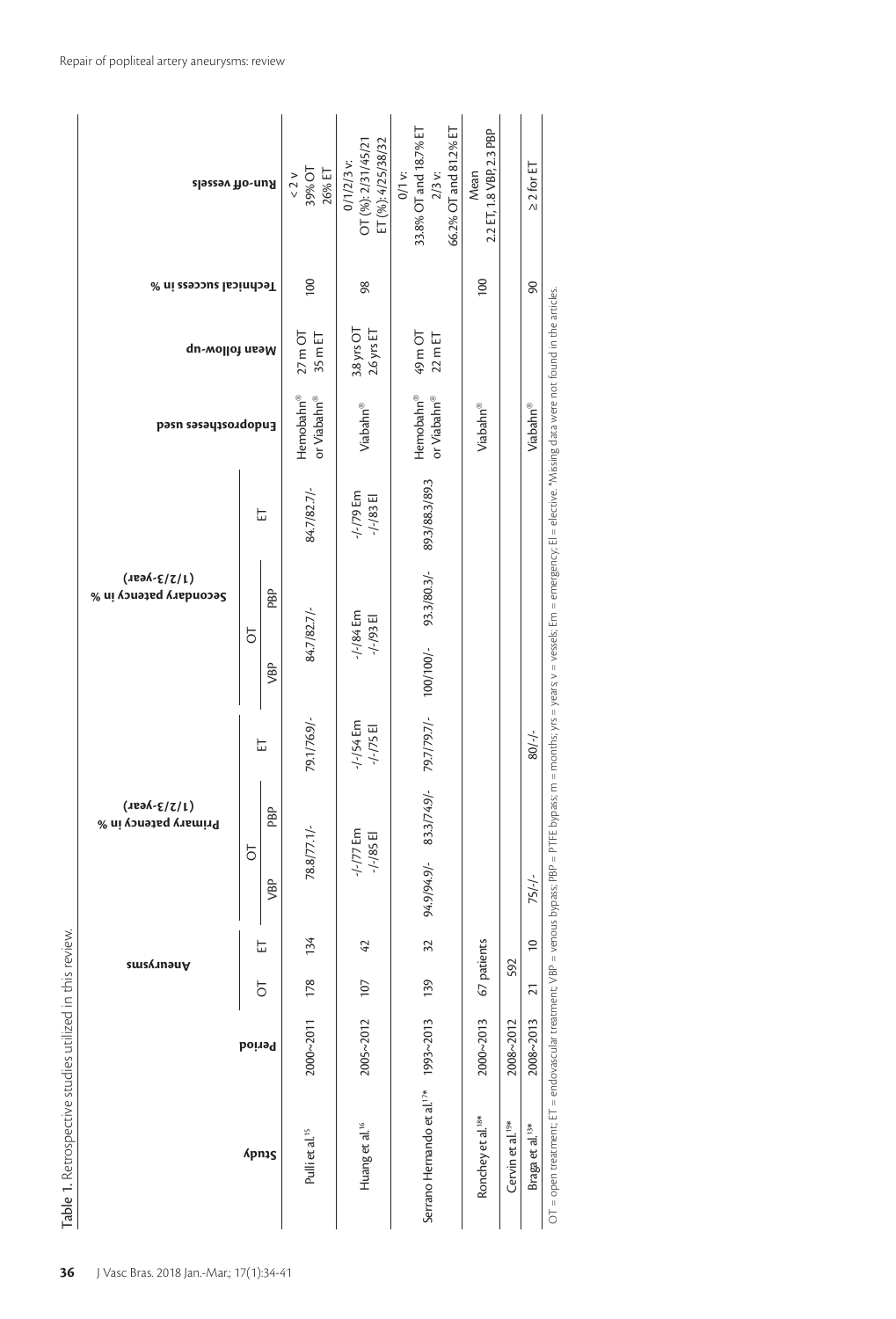Table 1. Retrospective studies utilized in this review.

| Study | Period | Aneurysms | | Primary patency in % (1/2/3-year) | | | Secondary patency in % (1/2/3-year) | | | Endoprostheses used | Mean follow-up | Technical success in % | Run-off vessels |
|---|---|---|---|---|---|---|---|---|---|---|---|---|---|
| | | OT | ET | OT | | ET | OT | | ET | | | | |
| | | | | VBP | PBP | | VBP | PBP | | | | | |
| Pulli et al.[15] | 2000~2011 | 178 | 134 | 78.8/77.1/- | | 79.1/76.9/- | 84.7/82.7/- | | 84.7/82.7/- | Hemobahn® or Viabahn® | 27 m OT 35 m ET | 100 | < 2 v 39% OT 26% ET |
| Huang et al.[16] | 2005~2012 | 107 | 42 | -/-/77 Em -/-/85 El | | -/-/54 Em -/-/75 El | -/-/84 Em -/-/93 El | | -/-/79 Em -/-/83 El | Viabahn® | 3.8 yrs OT 2.6 yrs ET | 98 | 0/1/2/3 v: OT (%): 2/31/45/21 ET (%): 4/25/38/32 |
| Serrano Hernando et al.[17]* | 1993~2013 | 139 | 32 | 94.9/94.9/- | 83.3/74.9/- | 79.7/79.7/- | 100/100/- | 93.3/80.3/- | 89.3/88.3/89.3 | Hemobahn® or Viabahn® | 49 m OT 22 m ET | | 0/1 v: 33.8% OT and 18.7% ET 2/3 v: 66.2% OT and 81.2% ET |
| Ronchey et al.[18]* | 2000~2013 | 67 patients | | | | | | | | Viabahn® | | 100 | Mean 2.2 ET, 1.8 VBP, 2.3 PBP |
| Cervin et al.[19]* | 2008~2012 | 592 | | | | | | | | | | | |
| Braga et al.[13]* | 2008~2013 | 21 | 10 | 75/-/- | | 80/-/- | | | | Viabahn® | | 90 | ≥ 2 for ET |

OT = open treatment; ET = endovascular treatment; VBP = venous bypass; PBP = PTFE bypass; m = months; yrs = years; v = vessels; Em = emergency; El = elective. *Missing data were not found in the articles.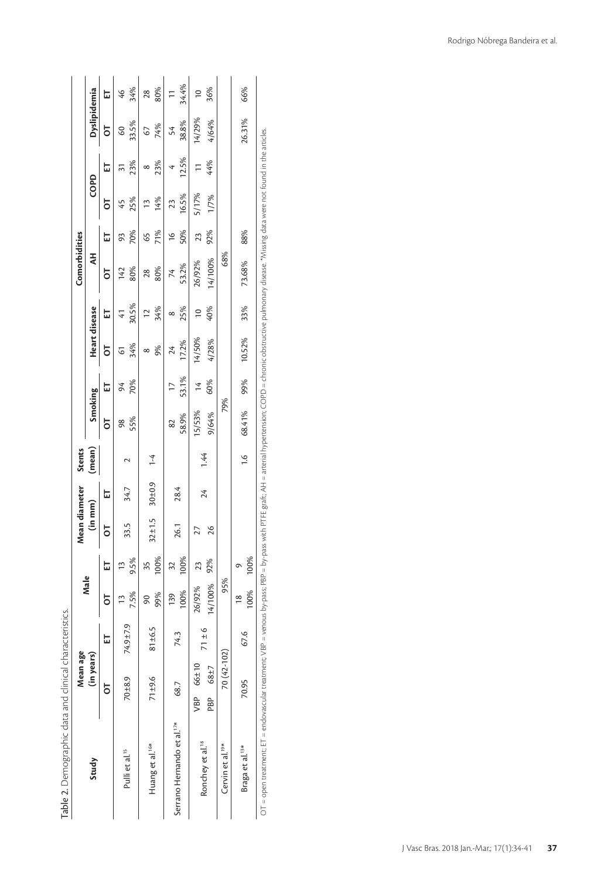**Table 2.** Demographic data and clinical characteristics.

| Study | Mean age (in years) | | Male | | Mean diameter (in mm) | | Stents (mean) | Comorbidities | | | | | | | | | |
|---|---|---|---|---|---|---|---|---|---|---|---|---|---|---|---|---|---|
| | | | | | | | | Smoking | | Heart disease | | AH | | COPD | | Dyslipidemia | |
| | OT | ET | OT | ET | OT | ET | | OT | ET | OT | ET | OT | ET | OT | ET | OT | ET |
| Pulli et al.[15] | 70±8.9 | 74.9±7.9 | 13 7.5% | 13 9.5% | 33.5 | 34.7 | 2 | 98 55% | 94 70% | 61 34% | 41 30.5% | 142 80% | 93 70% | 45 25% | 31 23% | 60 33.5% | 46 34% |
| Huang et al.[16]* | 71±9.6 | 81±6.5 | 90 99% | 35 100% | 32±1.5 | 30±0.9 | 1-4 | | | 8 9% | 12 34% | 28 80% | 65 71% | 13 14% | 8 23% | 67 74% | 28 80% |
| Serrano Hernando et al.[17]* | 68.7 | 74.3 | 139 100% | 32 100% | 26.1 | 28.4 | | 82 58.9% | 17 53.1% | 24 17.2% | 8 25% | 74 53.2% | 16 50% | 23 16.5% | 4 12.5% | 54 38.8% | 11 34.4% |
| Ronchey et al.[18] | VBP 66±10 / PBP 68±7 | 71 ± 6 | 26/92% / 14/100% | 23 92% | 27 / 26 | 24 | 1.44 | 15/53% / 9/64% | 14 60% | 14/50% / 4/28% | 10 40% | 26/92% / 14/100% | 23 92% | 5/17% / 1/7% | 11 44% | 14/29% / 4/64% | 10 36% |
| Cervin et al.[19]* | 70 (42-102) | | 95% | | | | | 79% | | | | 68% | | | | | |
| Braga et al.[13]* | 70.95 | 67.6 | 18 100% | 9 100% | | | 1.6 | 68.41% | 99% | 10.52% | 33% | 73.68% | 88% | | | 26.31% | 66% |

OT = open treatment; ET = endovascular treatment; VBP = venous by-pass; PBP = by-pass with PTFE graft; AH = arterial hypertension; COPD = chronic obstructive pulmonary disease. *Missing data were not found in the articles.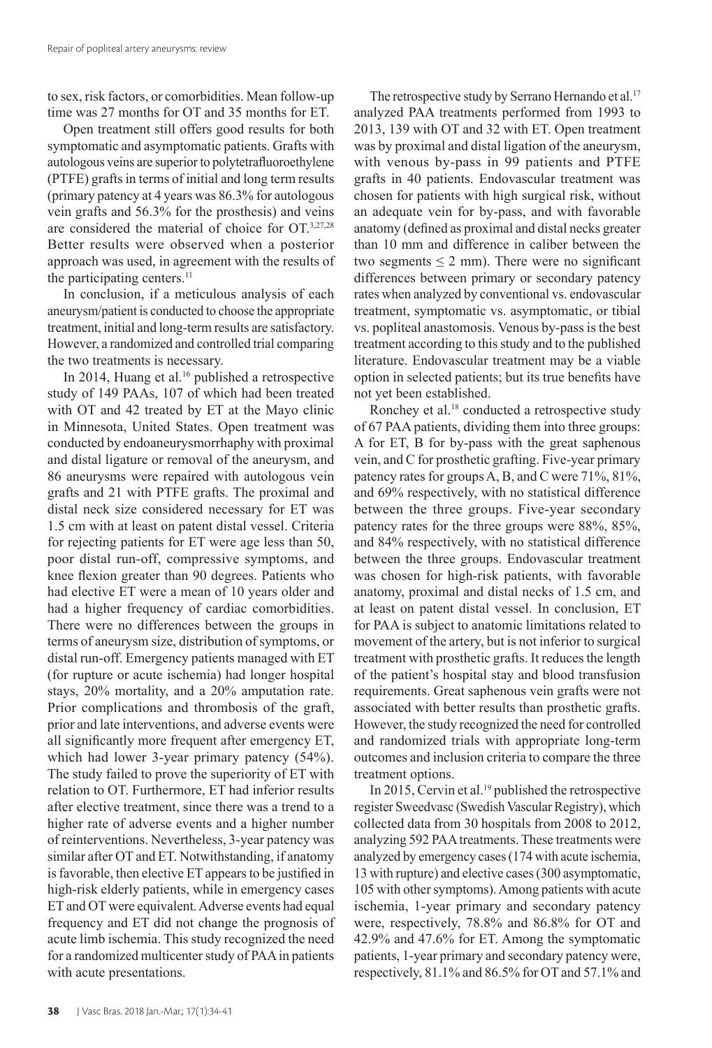to sex, risk factors, or comorbidities. Mean follow-up time was 27 months for OT and 35 months for ET.

Open treatment still offers good results for both symptomatic and asymptomatic patients. Grafts with autologous veins are superior to polytetrafluoroethylene (PTFE) grafts in terms of initial and long term results (primary patency at 4 years was 86.3% for autologous vein grafts and 56.3% for the prosthesis) and veins are considered the material of choice for OT.[3,27,28] Better results were observed when a posterior approach was used, in agreement with the results of the participating centers.[11]

In conclusion, if a meticulous analysis of each aneurysm/patient is conducted to choose the appropriate treatment, initial and long-term results are satisfactory. However, a randomized and controlled trial comparing the two treatments is necessary.

In 2014, Huang et al.[16] published a retrospective study of 149 PAAs, 107 of which had been treated with OT and 42 treated by ET at the Mayo clinic in Minnesota, United States. Open treatment was conducted by endoaneurysmorrhaphy with proximal and distal ligature or removal of the aneurysm, and 86 aneurysms were repaired with autologous vein grafts and 21 with PTFE grafts. The proximal and distal neck size considered necessary for ET was 1.5 cm with at least on patent distal vessel. Criteria for rejecting patients for ET were age less than 50, poor distal run-off, compressive symptoms, and knee flexion greater than 90 degrees. Patients who had elective ET were a mean of 10 years older and had a higher frequency of cardiac comorbidities. There were no differences between the groups in terms of aneurysm size, distribution of symptoms, or distal run-off. Emergency patients managed with ET (for rupture or acute ischemia) had longer hospital stays, 20% mortality, and a 20% amputation rate. Prior complications and thrombosis of the graft, prior and late interventions, and adverse events were all significantly more frequent after emergency ET, which had lower 3-year primary patency (54%). The study failed to prove the superiority of ET with relation to OT. Furthermore, ET had inferior results after elective treatment, since there was a trend to a higher rate of adverse events and a higher number of reinterventions. Nevertheless, 3-year patency was similar after OT and ET. Notwithstanding, if anatomy is favorable, then elective ET appears to be justified in high-risk elderly patients, while in emergency cases ET and OT were equivalent. Adverse events had equal frequency and ET did not change the prognosis of acute limb ischemia. This study recognized the need for a randomized multicenter study of PAA in patients with acute presentations.

The retrospective study by Serrano Hernando et al.[17] analyzed PAA treatments performed from 1993 to 2013, 139 with OT and 32 with ET. Open treatment was by proximal and distal ligation of the aneurysm, with venous by-pass in 99 patients and PTFE grafts in 40 patients. Endovascular treatment was chosen for patients with high surgical risk, without an adequate vein for by-pass, and with favorable anatomy (defined as proximal and distal necks greater than 10 mm and difference in caliber between the two segments ≤ 2 mm). There were no significant differences between primary or secondary patency rates when analyzed by conventional vs. endovascular treatment, symptomatic vs. asymptomatic, or tibial vs. popliteal anastomosis. Venous by-pass is the best treatment according to this study and to the published literature. Endovascular treatment may be a viable option in selected patients; but its true benefits have not yet been established.

Ronchey et al.[18] conducted a retrospective study of 67 PAA patients, dividing them into three groups: A for ET, B for by-pass with the great saphenous vein, and C for prosthetic grafting. Five-year primary patency rates for groups A, B, and C were 71%, 81%, and 69% respectively, with no statistical difference between the three groups. Five-year secondary patency rates for the three groups were 88%, 85%, and 84% respectively, with no statistical difference between the three groups. Endovascular treatment was chosen for high-risk patients, with favorable anatomy, proximal and distal necks of 1.5 cm, and at least on patent distal vessel. In conclusion, ET for PAA is subject to anatomic limitations related to movement of the artery, but is not inferior to surgical treatment with prosthetic grafts. It reduces the length of the patient's hospital stay and blood transfusion requirements. Great saphenous vein grafts were not associated with better results than prosthetic grafts. However, the study recognized the need for controlled and randomized trials with appropriate long-term outcomes and inclusion criteria to compare the three treatment options.

In 2015, Cervin et al.[19] published the retrospective register Sweedvasc (Swedish Vascular Registry), which collected data from 30 hospitals from 2008 to 2012, analyzing 592 PAA treatments. These treatments were analyzed by emergency cases (174 with acute ischemia, 13 with rupture) and elective cases (300 asymptomatic, 105 with other symptoms). Among patients with acute ischemia, 1-year primary and secondary patency were, respectively, 78.8% and 86.8% for OT and 42.9% and 47.6% for ET. Among the symptomatic patients, 1-year primary and secondary patency were, respectively, 81.1% and 86.5% for OT and 57.1% and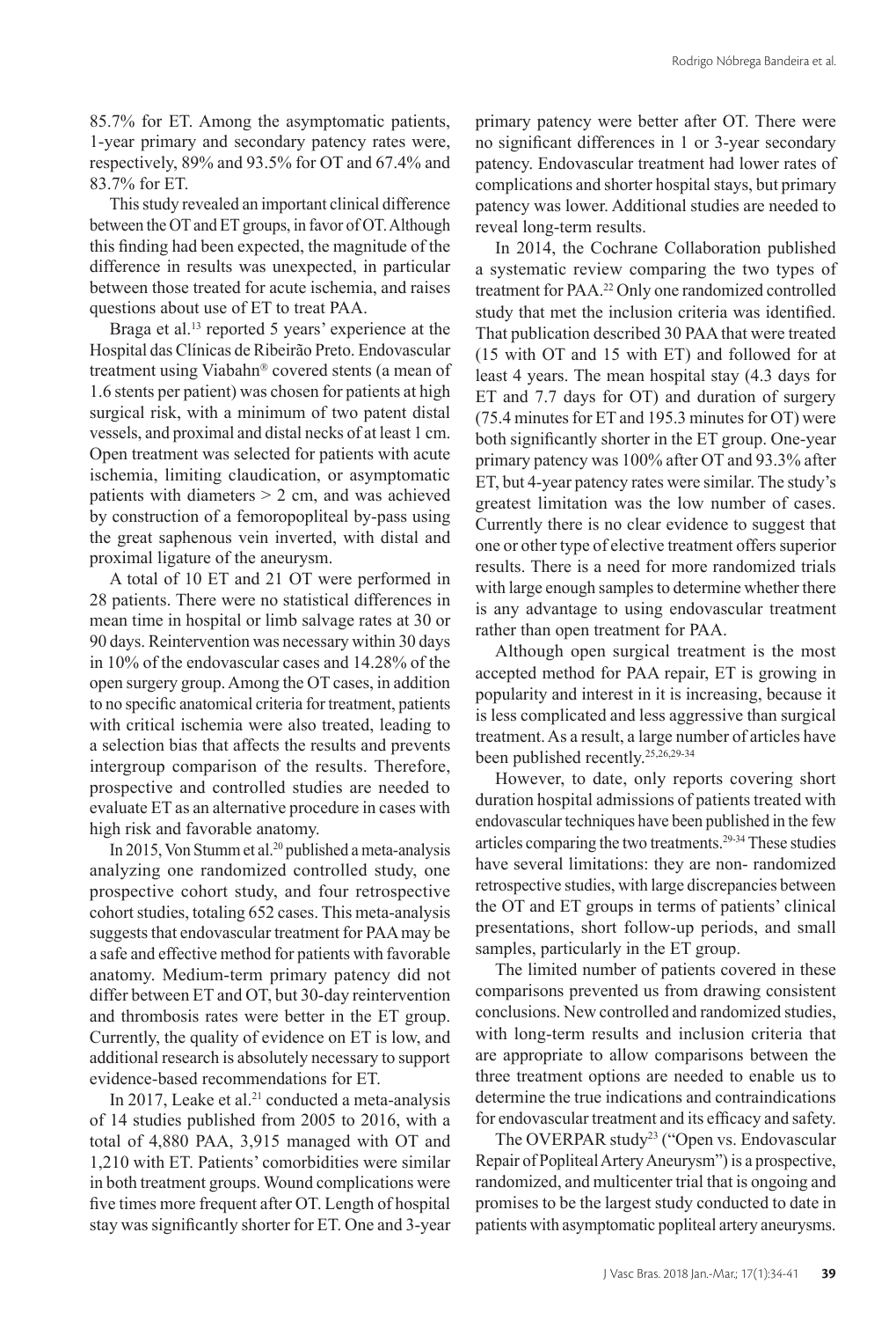85.7% for ET. Among the asymptomatic patients, 1-year primary and secondary patency rates were, respectively, 89% and 93.5% for OT and 67.4% and 83.7% for ET.

This study revealed an important clinical difference between the OT and ET groups, in favor of OT. Although this finding had been expected, the magnitude of the difference in results was unexpected, in particular between those treated for acute ischemia, and raises questions about use of ET to treat PAA.

Braga et al.[13] reported 5 years' experience at the Hospital das Clínicas de Ribeirão Preto. Endovascular treatment using Viabahn® covered stents (a mean of 1.6 stents per patient) was chosen for patients at high surgical risk, with a minimum of two patent distal vessels, and proximal and distal necks of at least 1 cm. Open treatment was selected for patients with acute ischemia, limiting claudication, or asymptomatic patients with diameters > 2 cm, and was achieved by construction of a femoropopliteal by-pass using the great saphenous vein inverted, with distal and proximal ligature of the aneurysm.

A total of 10 ET and 21 OT were performed in 28 patients. There were no statistical differences in mean time in hospital or limb salvage rates at 30 or 90 days. Reintervention was necessary within 30 days in 10% of the endovascular cases and 14.28% of the open surgery group. Among the OT cases, in addition to no specific anatomical criteria for treatment, patients with critical ischemia were also treated, leading to a selection bias that affects the results and prevents intergroup comparison of the results. Therefore, prospective and controlled studies are needed to evaluate ET as an alternative procedure in cases with high risk and favorable anatomy.

In 2015, Von Stumm et al.[20] published a meta-analysis analyzing one randomized controlled study, one prospective cohort study, and four retrospective cohort studies, totaling 652 cases. This meta-analysis suggests that endovascular treatment for PAA may be a safe and effective method for patients with favorable anatomy. Medium-term primary patency did not differ between ET and OT, but 30-day reintervention and thrombosis rates were better in the ET group. Currently, the quality of evidence on ET is low, and additional research is absolutely necessary to support evidence-based recommendations for ET.

In 2017, Leake et al.[21] conducted a meta-analysis of 14 studies published from 2005 to 2016, with a total of 4,880 PAA, 3,915 managed with OT and 1,210 with ET. Patients' comorbidities were similar in both treatment groups. Wound complications were five times more frequent after OT. Length of hospital stay was significantly shorter for ET. One and 3-year primary patency were better after OT. There were no significant differences in 1 or 3-year secondary patency. Endovascular treatment had lower rates of complications and shorter hospital stays, but primary patency was lower. Additional studies are needed to reveal long-term results.

In 2014, the Cochrane Collaboration published a systematic review comparing the two types of treatment for PAA.[22] Only one randomized controlled study that met the inclusion criteria was identified. That publication described 30 PAA that were treated (15 with OT and 15 with ET) and followed for at least 4 years. The mean hospital stay (4.3 days for ET and 7.7 days for OT) and duration of surgery (75.4 minutes for ET and 195.3 minutes for OT) were both significantly shorter in the ET group. One-year primary patency was 100% after OT and 93.3% after ET, but 4-year patency rates were similar. The study's greatest limitation was the low number of cases. Currently there is no clear evidence to suggest that one or other type of elective treatment offers superior results. There is a need for more randomized trials with large enough samples to determine whether there is any advantage to using endovascular treatment rather than open treatment for PAA.

Although open surgical treatment is the most accepted method for PAA repair, ET is growing in popularity and interest in it is increasing, because it is less complicated and less aggressive than surgical treatment. As a result, a large number of articles have been published recently.[25,26,29-34]

However, to date, only reports covering short duration hospital admissions of patients treated with endovascular techniques have been published in the few articles comparing the two treatments.[29-34] These studies have several limitations: they are non- randomized retrospective studies, with large discrepancies between the OT and ET groups in terms of patients' clinical presentations, short follow-up periods, and small samples, particularly in the ET group.

The limited number of patients covered in these comparisons prevented us from drawing consistent conclusions. New controlled and randomized studies, with long-term results and inclusion criteria that are appropriate to allow comparisons between the three treatment options are needed to enable us to determine the true indications and contraindications for endovascular treatment and its efficacy and safety.

The OVERPAR study[23] ("Open vs. Endovascular Repair of Popliteal Artery Aneurysm") is a prospective, randomized, and multicenter trial that is ongoing and promises to be the largest study conducted to date in patients with asymptomatic popliteal artery aneurysms.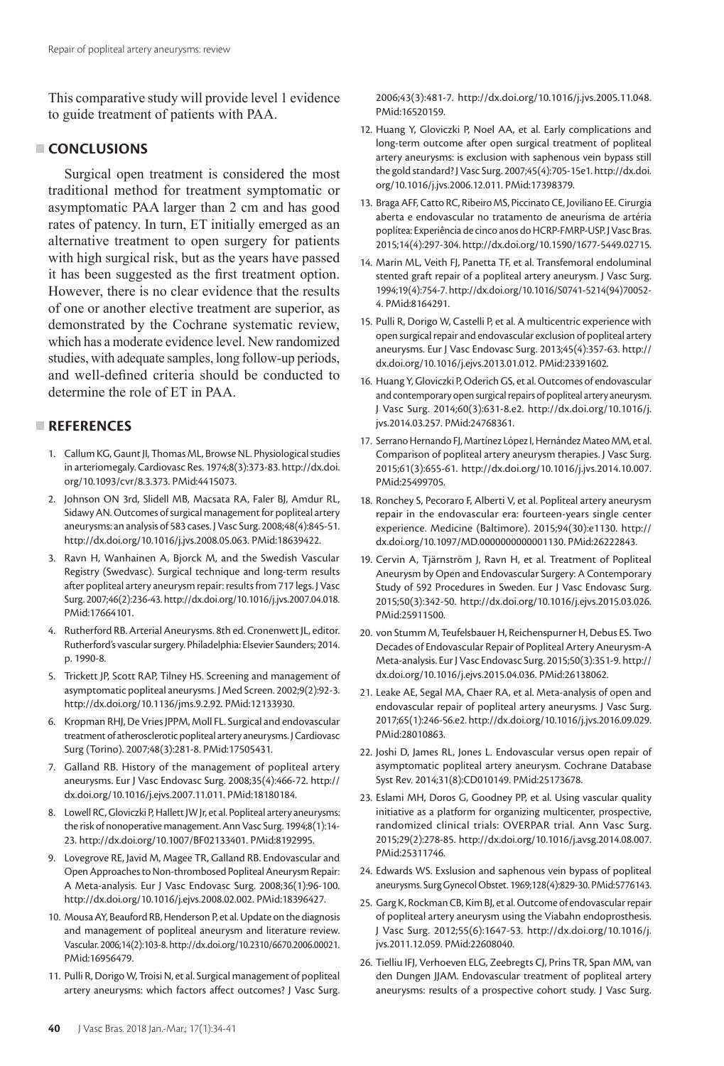This comparative study will provide level 1 evidence to guide treatment of patients with PAA.

## CONCLUSIONS

Surgical open treatment is considered the most traditional method for treatment symptomatic or asymptomatic PAA larger than 2 cm and has good rates of patency. In turn, ET initially emerged as an alternative treatment to open surgery for patients with high surgical risk, but as the years have passed it has been suggested as the first treatment option. However, there is no clear evidence that the results of one or another elective treatment are superior, as demonstrated by the Cochrane systematic review, which has a moderate evidence level. New randomized studies, with adequate samples, long follow-up periods, and well-defined criteria should be conducted to determine the role of ET in PAA.

## REFERENCES

1. Callum KG, Gaunt JI, Thomas ML, Browse NL. Physiological studies in arteriomegaly. Cardiovasc Res. 1974;8(3):373-83. http://dx.doi.org/10.1093/cvr/8.3.373. PMid:4415073.
2. Johnson ON 3rd, Slidell MB, Macsata RA, Faler BJ, Amdur RL, Sidawy AN. Outcomes of surgical management for popliteal artery aneurysms: an analysis of 583 cases. J Vasc Surg. 2008;48(4):845-51. http://dx.doi.org/10.1016/j.jvs.2008.05.063. PMid:18639422.
3. Ravn H, Wanhainen A, Bjorck M, and the Swedish Vascular Registry (Swedvasc). Surgical technique and long-term results after popliteal artery aneurysm repair: results from 717 legs. J Vasc Surg. 2007;46(2):236-43. http://dx.doi.org/10.1016/j.jvs.2007.04.018. PMid:17664101.
4. Rutherford RB. Arterial Aneurysms. 8th ed. Cronenwett JL, editor. Rutherford's vascular surgery. Philadelphia: Elsevier Saunders; 2014. p. 1990-8.
5. Trickett JP, Scott RAP, Tilney HS. Screening and management of asymptomatic popliteal aneurysms. J Med Screen. 2002;9(2):92-3. http://dx.doi.org/10.1136/jms.9.2.92. PMid:12133930.
6. Kropman RHJ, De Vries JPPM, Moll FL. Surgical and endovascular treatment of atherosclerotic popliteal artery aneurysms. J Cardiovasc Surg (Torino). 2007;48(3):281-8. PMid:17505431.
7. Galland RB. History of the management of popliteal artery aneurysms. Eur J Vasc Endovasc Surg. 2008;35(4):466-72. http://dx.doi.org/10.1016/j.ejvs.2007.11.011. PMid:18180184.
8. Lowell RC, Gloviczki P, Hallett JW Jr, et al. Popliteal artery aneurysms: the risk of nonoperative management. Ann Vasc Surg. 1994;8(1):14-23. http://dx.doi.org/10.1007/BF02133401. PMid:8192995.
9. Lovegrove RE, Javid M, Magee TR, Galland RB. Endovascular and Open Approaches to Non-thrombosed Popliteal Aneurysm Repair: A Meta-analysis. Eur J Vasc Endovasc Surg. 2008;36(1):96-100. http://dx.doi.org/10.1016/j.ejvs.2008.02.002. PMid:18396427.
10. Mousa AY, Beauford RB, Henderson P, et al. Update on the diagnosis and management of popliteal aneurysm and literature review. Vascular. 2006;14(2):103-8. http://dx.doi.org/10.2310/6670.2006.00021. PMid:16956479.
11. Pulli R, Dorigo W, Troisi N, et al. Surgical management of popliteal artery aneurysms: which factors affect outcomes? J Vasc Surg. 2006;43(3):481-7. http://dx.doi.org/10.1016/j.jvs.2005.11.048. PMid:16520159.
12. Huang Y, Gloviczki P, Noel AA, et al. Early complications and long-term outcome after open surgical treatment of popliteal artery aneurysms: is exclusion with saphenous vein bypass still the gold standard? J Vasc Surg. 2007;45(4):705-15e1. http://dx.doi.org/10.1016/j.jvs.2006.12.011. PMid:17398379.
13. Braga AFF, Catto RC, Ribeiro MS, Piccinato CE, Joviliano EE. Cirurgia aberta e endovascular no tratamento de aneurisma de artéria poplítea: Experiência de cinco anos do HCRP-FMRP-USP. J Vasc Bras. 2015;14(4):297-304. http://dx.doi.org/10.1590/1677-5449.02715.
14. Marin ML, Veith FJ, Panetta TF, et al. Transfemoral endoluminal stented graft repair of a popliteal artery aneurysm. J Vasc Surg. 1994;19(4):754-7. http://dx.doi.org/10.1016/S0741-5214(94)70052-4. PMid:8164291.
15. Pulli R, Dorigo W, Castelli P, et al. A multicentric experience with open surgical repair and endovascular exclusion of popliteal artery aneurysms. Eur J Vasc Endovasc Surg. 2013;45(4):357-63. http://dx.doi.org/10.1016/j.ejvs.2013.01.012. PMid:23391602.
16. Huang Y, Gloviczki P, Oderich GS, et al. Outcomes of endovascular and contemporary open surgical repairs of popliteal artery aneurysm. J Vasc Surg. 2014;60(3):631-8.e2. http://dx.doi.org/10.1016/j.jvs.2014.03.257. PMid:24768361.
17. Serrano Hernando FJ, Martínez López I, Hernández Mateo MM, et al. Comparison of popliteal artery aneurysm therapies. J Vasc Surg. 2015;61(3):655-61. http://dx.doi.org/10.1016/j.jvs.2014.10.007. PMid:25499705.
18. Ronchey S, Pecoraro F, Alberti V, et al. Popliteal artery aneurysm repair in the endovascular era: fourteen-years single center experience. Medicine (Baltimore). 2015;94(30):e1130. http://dx.doi.org/10.1097/MD.0000000000001130. PMid:26222843.
19. Cervin A, Tjärnström J, Ravn H, et al. Treatment of Popliteal Aneurysm by Open and Endovascular Surgery: A Contemporary Study of 592 Procedures in Sweden. Eur J Vasc Endovasc Surg. 2015;50(3):342-50. http://dx.doi.org/10.1016/j.ejvs.2015.03.026. PMid:25911500.
20. von Stumm M, Teufelsbauer H, Reichenspurner H, Debus ES. Two Decades of Endovascular Repair of Popliteal Artery Aneurysm-A Meta-analysis. Eur J Vasc Endovasc Surg. 2015;50(3):351-9. http://dx.doi.org/10.1016/j.ejvs.2015.04.036. PMid:26138062.
21. Leake AE, Segal MA, Chaer RA, et al. Meta-analysis of open and endovascular repair of popliteal artery aneurysms. J Vasc Surg. 2017;65(1):246-56.e2. http://dx.doi.org/10.1016/j.jvs.2016.09.029. PMid:28010863.
22. Joshi D, James RL, Jones L. Endovascular versus open repair of asymptomatic popliteal artery aneurysm. Cochrane Database Syst Rev. 2014;31(8):CD010149. PMid:25173678.
23. Eslami MH, Doros G, Goodney PP, et al. Using vascular quality initiative as a platform for organizing multicenter, prospective, randomized clinical trials: OVERPAR trial. Ann Vasc Surg. 2015;29(2):278-85. http://dx.doi.org/10.1016/j.avsg.2014.08.007. PMid:25311746.
24. Edwards WS. Exslusion and saphenous vein bypass of popliteal aneurysms. Surg Gynecol Obstet. 1969;128(4):829-30. PMid:5776143.
25. Garg K, Rockman CB, Kim BJ, et al. Outcome of endovascular repair of popliteal artery aneurysm using the Viabahn endoprosthesis. J Vasc Surg. 2012;55(6):1647-53. http://dx.doi.org/10.1016/j.jvs.2011.12.059. PMid:22608040.
26. Tielliu IFJ, Verhoeven ELG, Zeebregts CJ, Prins TR, Span MM, van den Dungen JJAM. Endovascular treatment of popliteal artery aneurysms: results of a prospective cohort study. J Vasc Surg.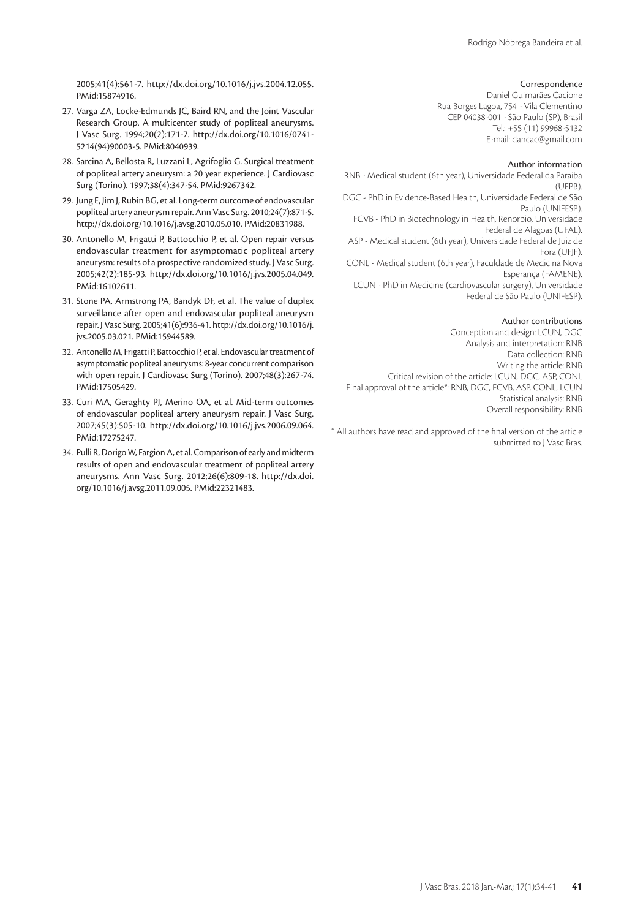2005;41(4):561-7. http://dx.doi.org/10.1016/j.jvs.2004.12.055. PMid:15874916.

27. Varga ZA, Locke-Edmunds JC, Baird RN, and the Joint Vascular Research Group. A multicenter study of popliteal aneurysms. J Vasc Surg. 1994;20(2):171-7. http://dx.doi.org/10.1016/0741-5214(94)90003-5. PMid:8040939.
28. Sarcina A, Bellosta R, Luzzani L, Agrifoglio G. Surgical treatment of popliteal artery aneurysm: a 20 year experience. J Cardiovasc Surg (Torino). 1997;38(4):347-54. PMid:9267342.
29. Jung E, Jim J, Rubin BG, et al. Long-term outcome of endovascular popliteal artery aneurysm repair. Ann Vasc Surg. 2010;24(7):871-5. http://dx.doi.org/10.1016/j.avsg.2010.05.010. PMid:20831988.
30. Antonello M, Frigatti P, Battocchio P, et al. Open repair versus endovascular treatment for asymptomatic popliteal artery aneurysm: results of a prospective randomized study. J Vasc Surg. 2005;42(2):185-93. http://dx.doi.org/10.1016/j.jvs.2005.04.049. PMid:16102611.
31. Stone PA, Armstrong PA, Bandyk DF, et al. The value of duplex surveillance after open and endovascular popliteal aneurysm repair. J Vasc Surg. 2005;41(6):936-41. http://dx.doi.org/10.1016/j.jvs.2005.03.021. PMid:15944589.
32. Antonello M, Frigatti P, Battocchio P, et al. Endovascular treatment of asymptomatic popliteal aneurysms: 8-year concurrent comparison with open repair. J Cardiovasc Surg (Torino). 2007;48(3):267-74. PMid:17505429.
33. Curi MA, Geraghty PJ, Merino OA, et al. Mid-term outcomes of endovascular popliteal artery aneurysm repair. J Vasc Surg. 2007;45(3):505-10. http://dx.doi.org/10.1016/j.jvs.2006.09.064. PMid:17275247.
34. Pulli R, Dorigo W, Fargion A, et al. Comparison of early and midterm results of open and endovascular treatment of popliteal artery aneurysms. Ann Vasc Surg. 2012;26(6):809-18. http://dx.doi.org/10.1016/j.avsg.2011.09.005. PMid:22321483.

Correspondence
Daniel Guimarães Cacione
Rua Borges Lagoa, 754 - Vila Clementino
CEP 04038-001 - São Paulo (SP), Brasil
Tel.: +55 (11) 99968-5132
E-mail: dancac@gmail.com

Author information
RNB - Medical student (6th year), Universidade Federal da Paraíba (UFPB).
DGC - PhD in Evidence-Based Health, Universidade Federal de São Paulo (UNIFESP).
FCVB - PhD in Biotechnology in Health, Renorbio, Universidade Federal de Alagoas (UFAL).
ASP - Medical student (6th year), Universidade Federal de Juiz de Fora (UFJF).
CONL - Medical student (6th year), Faculdade de Medicina Nova Esperança (FAMENE).
LCUN - PhD in Medicine (cardiovascular surgery), Universidade Federal de São Paulo (UNIFESP).

Author contributions
Conception and design: LCUN, DGC
Analysis and interpretation: RNB
Data collection: RNB
Writing the article: RNB
Critical revision of the article: LCUN, DGC, ASP, CONL
Final approval of the article*: RNB, DGC, FCVB, ASP, CONL, LCUN
Statistical analysis: RNB
Overall responsibility: RNB

* All authors have read and approved of the final version of the article submitted to J Vasc Bras.